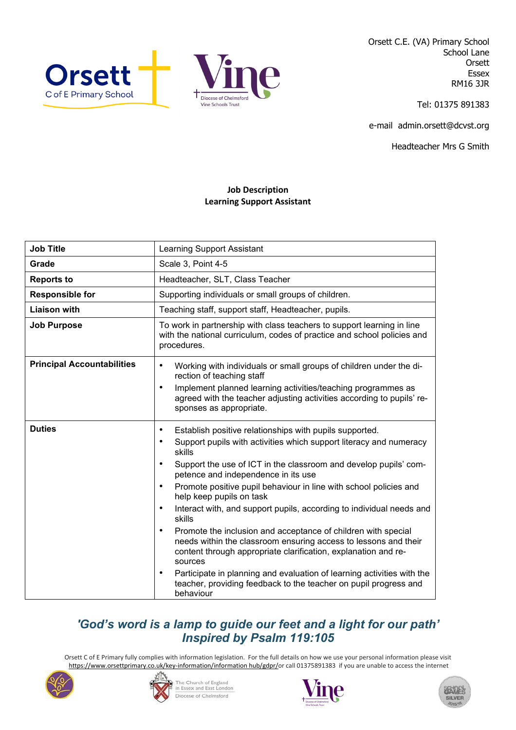Orsett C.E. (VA) Primary School
School Lane
Orsett
Essex
RM16 3JR

Tel: 01375 891383

e-mail admin.orsett@dcvst.org

Headteacher Mrs G Smith

**Job Description**
**Learning Support Assistant**

| **Job Title** | Learning Support Assistant |
|---|---|
| **Grade** | Scale 3, Point 4-5 |
| **Reports to** | Headteacher, SLT, Class Teacher |
| **Responsible for** | Supporting individuals or small groups of children. |
| **Liaison with** | Teaching staff, support staff, Headteacher, pupils. |
| **Job Purpose** | To work in partnership with class teachers to support learning in line with the national curriculum, codes of practice and school policies and procedures. |
| **Principal Accountabilities** | • Working with individuals or small groups of children under the direction of teaching staff<br>• Implement planned learning activities/teaching programmes as agreed with the teacher adjusting activities according to pupils' responses as appropriate. |
| **Duties** | • Establish positive relationships with pupils supported.<br>• Support pupils with activities which support literacy and numeracy skills<br>• Support the use of ICT in the classroom and develop pupils' competence and independence in its use<br>• Promote positive pupil behaviour in line with school policies and help keep pupils on task<br>• Interact with, and support pupils, according to individual needs and skills<br>• Promote the inclusion and acceptance of children with special needs within the classroom ensuring access to lessons and their content through appropriate clarification, explanation and resources<br>• Participate in planning and evaluation of learning activities with the teacher, providing feedback to the teacher on pupil progress and behaviour |

***'God's word is a lamp to guide our feet and a light for our path'***
***Inspired by Psalm 119:105***

Orsett C of E Primary fully complies with information legislation. For the full details on how we use your personal information please visit https://www.orsettprimary.co.uk/key-information/information hub/gdpr/or call 01375891383 if you are unable to access the internet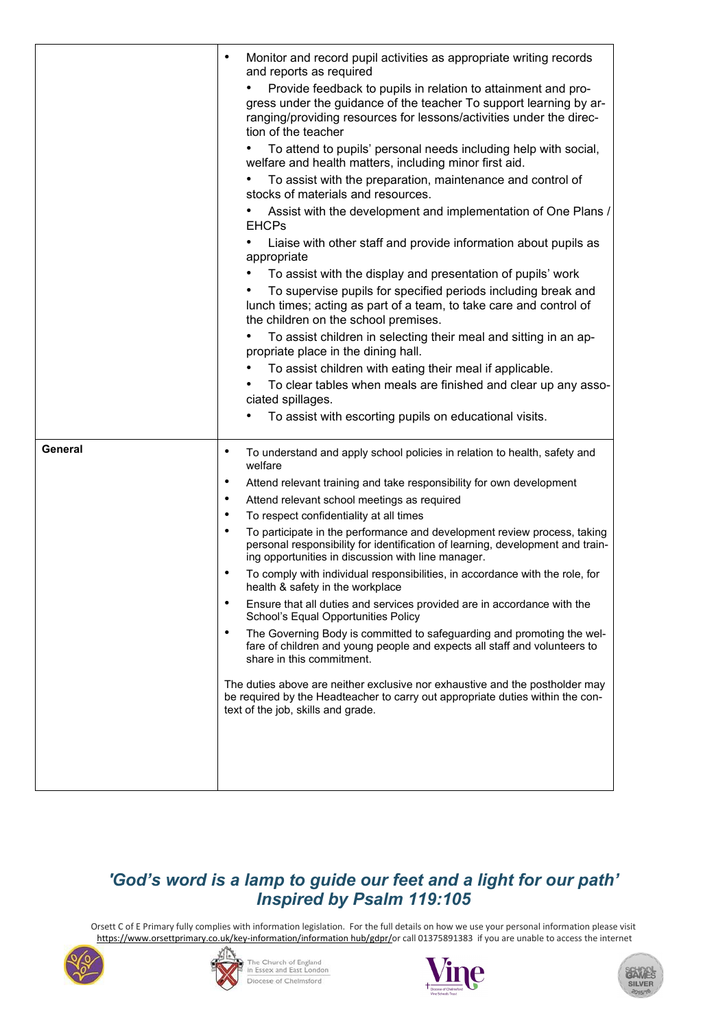| | |
|---|---|
| | • Monitor and record pupil activities as appropriate writing records and reports as required<br>• Provide feedback to pupils in relation to attainment and progress under the guidance of the teacher To support learning by arranging/providing resources for lessons/activities under the direction of the teacher<br>• To attend to pupils' personal needs including help with social, welfare and health matters, including minor first aid.<br>• To assist with the preparation, maintenance and control of stocks of materials and resources.<br>• Assist with the development and implementation of One Plans / EHCPs<br>• Liaise with other staff and provide information about pupils as appropriate<br>• To assist with the display and presentation of pupils' work<br>• To supervise pupils for specified periods including break and lunch times; acting as part of a team, to take care and control of the children on the school premises.<br>• To assist children in selecting their meal and sitting in an appropriate place in the dining hall.<br>• To assist children with eating their meal if applicable.<br>• To clear tables when meals are finished and clear up any associated spillages.<br>• To assist with escorting pupils on educational visits. |
| **General** | • To understand and apply school policies in relation to health, safety and welfare<br>• Attend relevant training and take responsibility for own development<br>• Attend relevant school meetings as required<br>• To respect confidentiality at all times<br>• To participate in the performance and development review process, taking personal responsibility for identification of learning, development and training opportunities in discussion with line manager.<br>• To comply with individual responsibilities, in accordance with the role, for health & safety in the workplace<br>• Ensure that all duties and services provided are in accordance with the School's Equal Opportunities Policy<br>• The Governing Body is committed to safeguarding and promoting the welfare of children and young people and expects all staff and volunteers to share in this commitment.<br><br>The duties above are neither exclusive nor exhaustive and the postholder may be required by the Headteacher to carry out appropriate duties within the context of the job, skills and grade. |

***'God's word is a lamp to guide our feet and a light for our path'***
***Inspired by Psalm 119:105***

Orsett C of E Primary fully complies with information legislation. For the full details on how we use your personal information please visit https://www.orsettprimary.co.uk/key-information/information hub/gdpr/or call 01375891383 if you are unable to access the internet

The Church of England in Essex and East London
Diocese of Chelmsford

Vine